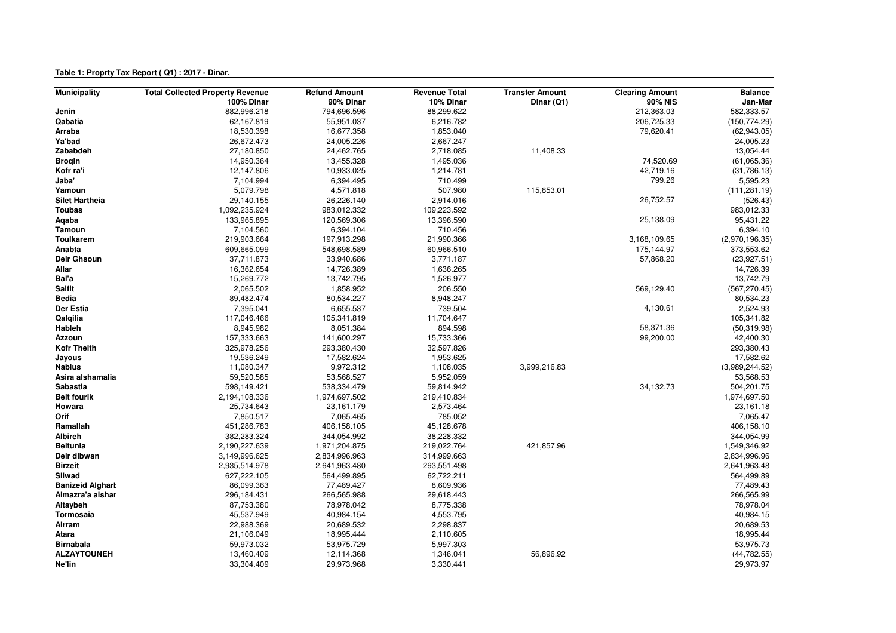**Table 1: Proprty Tax Report ( Q1) : 2017 - Dinar.**

| Municipality | Total Collected Property Revenue | Refund Amount | Revenue Total | Transfer Amount | Clearing Amount | Balance |
|---|---|---|---|---|---|---|
| | 100% Dinar | 90% Dinar | 10% Dinar | Dinar (Q1) | 90% NIS | Jan-Mar |
| **Jenin** | 882,996.218 | 794,696.596 | 88,299.622 | | 212,363.03 | 582,333.57 |
| **Qabatia** | 62,167.819 | 55,951.037 | 6,216.782 | | 206,725.33 | (150,774.29) |
| **Arraba** | 18,530.398 | 16,677.358 | 1,853.040 | | 79,620.41 | (62,943.05) |
| **Ya'bad** | 26,672.473 | 24,005.226 | 2,667.247 | | | 24,005.23 |
| **Zababdeh** | 27,180.850 | 24,462.765 | 2,718.085 | 11,408.33 | | 13,054.44 |
| **Broqin** | 14,950.364 | 13,455.328 | 1,495.036 | | 74,520.69 | (61,065.36) |
| **Kofr ra'i** | 12,147.806 | 10,933.025 | 1,214.781 | | 42,719.16 | (31,786.13) |
| **Jaba'** | 7,104.994 | 6,394.495 | 710.499 | | 799.26 | 5,595.23 |
| **Yamoun** | 5,079.798 | 4,571.818 | 507.980 | 115,853.01 | | (111,281.19) |
| **Silet Hartheia** | 29,140.155 | 26,226.140 | 2,914.016 | | 26,752.57 | (526.43) |
| **Toubas** | 1,092,235.924 | 983,012.332 | 109,223.592 | | | 983,012.33 |
| **Aqaba** | 133,965.895 | 120,569.306 | 13,396.590 | | 25,138.09 | 95,431.22 |
| **Tamoun** | 7,104.560 | 6,394.104 | 710.456 | | | 6,394.10 |
| **Toulkarem** | 219,903.664 | 197,913.298 | 21,990.366 | | 3,168,109.65 | (2,970,196.35) |
| **Anabta** | 609,665.099 | 548,698.589 | 60,966.510 | | 175,144.97 | 373,553.62 |
| **Deir Ghsoun** | 37,711.873 | 33,940.686 | 3,771.187 | | 57,868.20 | (23,927.51) |
| **Allar** | 16,362.654 | 14,726.389 | 1,636.265 | | | 14,726.39 |
| **Bal'a** | 15,269.772 | 13,742.795 | 1,526.977 | | | 13,742.79 |
| **Salfit** | 2,065.502 | 1,858.952 | 206.550 | | 569,129.40 | (567,270.45) |
| **Bedia** | 89,482.474 | 80,534.227 | 8,948.247 | | | 80,534.23 |
| **Der Estia** | 7,395.041 | 6,655.537 | 739.504 | | 4,130.61 | 2,524.93 |
| **Qalqilia** | 117,046.466 | 105,341.819 | 11,704.647 | | | 105,341.82 |
| **Hableh** | 8,945.982 | 8,051.384 | 894.598 | | 58,371.36 | (50,319.98) |
| **Azzoun** | 157,333.663 | 141,600.297 | 15,733.366 | | 99,200.00 | 42,400.30 |
| **Kofr Thelth** | 325,978.256 | 293,380.430 | 32,597.826 | | | 293,380.43 |
| **Jayous** | 19,536.249 | 17,582.624 | 1,953.625 | | | 17,582.62 |
| **Nablus** | 11,080.347 | 9,972.312 | 1,108.035 | 3,999,216.83 | | (3,989,244.52) |
| **Asira alshamalia** | 59,520.585 | 53,568.527 | 5,952.059 | | | 53,568.53 |
| **Sabastia** | 598,149.421 | 538,334.479 | 59,814.942 | | 34,132.73 | 504,201.75 |
| **Beit fourik** | 2,194,108.336 | 1,974,697.502 | 219,410.834 | | | 1,974,697.50 |
| **Howara** | 25,734.643 | 23,161.179 | 2,573.464 | | | 23,161.18 |
| **Orif** | 7,850.517 | 7,065.465 | 785.052 | | | 7,065.47 |
| **Ramallah** | 451,286.783 | 406,158.105 | 45,128.678 | | | 406,158.10 |
| **Albireh** | 382,283.324 | 344,054.992 | 38,228.332 | | | 344,054.99 |
| **Beitunia** | 2,190,227.639 | 1,971,204.875 | 219,022.764 | 421,857.96 | | 1,549,346.92 |
| **Deir dibwan** | 3,149,996.625 | 2,834,996.963 | 314,999.663 | | | 2,834,996.96 |
| **Birzeit** | 2,935,514.978 | 2,641,963.480 | 293,551.498 | | | 2,641,963.48 |
| **Silwad** | 627,222.105 | 564,499.895 | 62,722.211 | | | 564,499.89 |
| **Banizeid Alghart** | 86,099.363 | 77,489.427 | 8,609.936 | | | 77,489.43 |
| **Almazra'a alshar** | 296,184.431 | 266,565.988 | 29,618.443 | | | 266,565.99 |
| **Altaybeh** | 87,753.380 | 78,978.042 | 8,775.338 | | | 78,978.04 |
| **Tormosaia** | 45,537.949 | 40,984.154 | 4,553.795 | | | 40,984.15 |
| **Alrram** | 22,988.369 | 20,689.532 | 2,298.837 | | | 20,689.53 |
| **Atara** | 21,106.049 | 18,995.444 | 2,110.605 | | | 18,995.44 |
| **Birnabala** | 59,973.032 | 53,975.729 | 5,997.303 | | | 53,975.73 |
| **ALZAYTOUNEH** | 13,460.409 | 12,114.368 | 1,346.041 | 56,896.92 | | (44,782.55) |
| **Ne'lin** | 33,304.409 | 29,973.968 | 3,330.441 | | | 29,973.97 |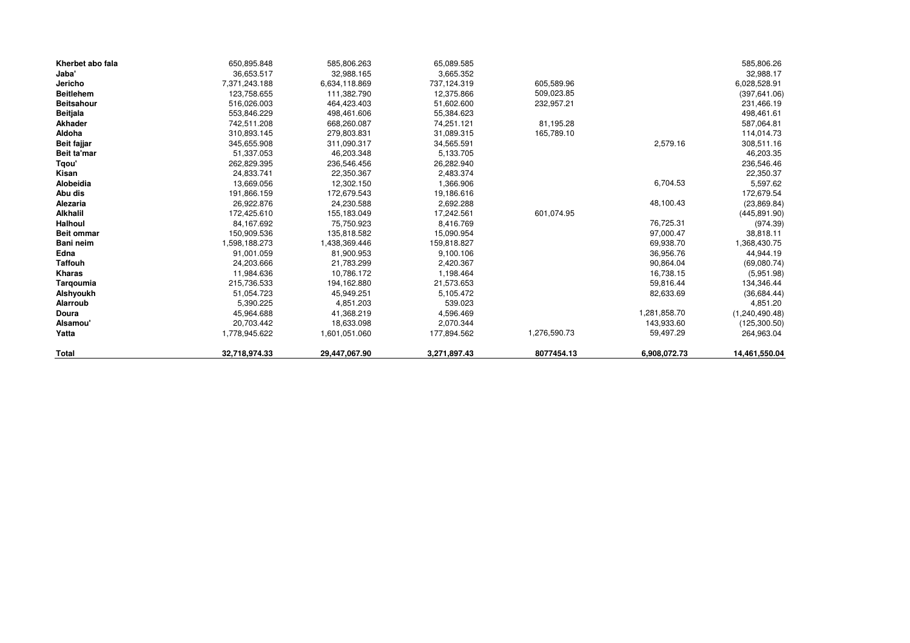| | | | | | | |
|---|---|---|---|---|---|---|
| **Kherbet abo fala** | 650,895.848 | 585,806.263 | 65,089.585 | | | 585,806.26 |
| **Jaba'** | 36,653.517 | 32,988.165 | 3,665.352 | | | 32,988.17 |
| **Jericho** | 7,371,243.188 | 6,634,118.869 | 737,124.319 | 605,589.96 | | 6,028,528.91 |
| **Beitlehem** | 123,758.655 | 111,382.790 | 12,375.866 | 509,023.85 | | (397,641.06) |
| **Beitsahour** | 516,026.003 | 464,423.403 | 51,602.600 | 232,957.21 | | 231,466.19 |
| **Beitjala** | 553,846.229 | 498,461.606 | 55,384.623 | | | 498,461.61 |
| **Akhader** | 742,511.208 | 668,260.087 | 74,251.121 | 81,195.28 | | 587,064.81 |
| **Aldoha** | 310,893.145 | 279,803.831 | 31,089.315 | 165,789.10 | | 114,014.73 |
| **Beit fajjar** | 345,655.908 | 311,090.317 | 34,565.591 | | 2,579.16 | 308,511.16 |
| **Beit ta'mar** | 51,337.053 | 46,203.348 | 5,133.705 | | | 46,203.35 |
| **Tqou'** | 262,829.395 | 236,546.456 | 26,282.940 | | | 236,546.46 |
| **Kisan** | 24,833.741 | 22,350.367 | 2,483.374 | | | 22,350.37 |
| **Alobeidia** | 13,669.056 | 12,302.150 | 1,366.906 | | 6,704.53 | 5,597.62 |
| **Abu dis** | 191,866.159 | 172,679.543 | 19,186.616 | | | 172,679.54 |
| **Alezaria** | 26,922.876 | 24,230.588 | 2,692.288 | | 48,100.43 | (23,869.84) |
| **Alkhalil** | 172,425.610 | 155,183.049 | 17,242.561 | 601,074.95 | | (445,891.90) |
| **Halhoul** | 84,167.692 | 75,750.923 | 8,416.769 | | 76,725.31 | (974.39) |
| **Beit ommar** | 150,909.536 | 135,818.582 | 15,090.954 | | 97,000.47 | 38,818.11 |
| **Bani neim** | 1,598,188.273 | 1,438,369.446 | 159,818.827 | | 69,938.70 | 1,368,430.75 |
| **Edna** | 91,001.059 | 81,900.953 | 9,100.106 | | 36,956.76 | 44,944.19 |
| **Taffouh** | 24,203.666 | 21,783.299 | 2,420.367 | | 90,864.04 | (69,080.74) |
| **Kharas** | 11,984.636 | 10,786.172 | 1,198.464 | | 16,738.15 | (5,951.98) |
| **Tarqoumia** | 215,736.533 | 194,162.880 | 21,573.653 | | 59,816.44 | 134,346.44 |
| **Alshyoukh** | 51,054.723 | 45,949.251 | 5,105.472 | | 82,633.69 | (36,684.44) |
| **Alarroub** | 5,390.225 | 4,851.203 | 539.023 | | | 4,851.20 |
| **Doura** | 45,964.688 | 41,368.219 | 4,596.469 | | 1,281,858.70 | (1,240,490.48) |
| **Alsamou'** | 20,703.442 | 18,633.098 | 2,070.344 | | 143,933.60 | (125,300.50) |
| **Yatta** | 1,778,945.622 | 1,601,051.060 | 177,894.562 | 1,276,590.73 | 59,497.29 | 264,963.04 |
| **Total** | **32,718,974.33** | **29,447,067.90** | **3,271,897.43** | **8077454.13** | **6,908,072.73** | **14,461,550.04** |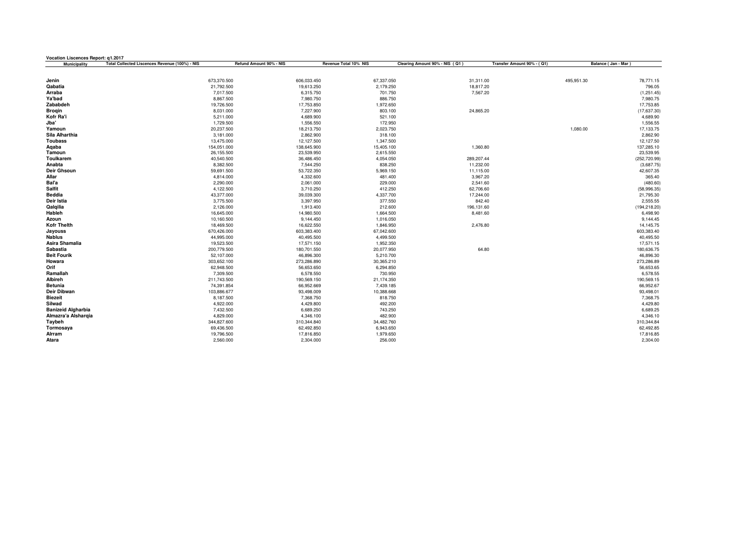**Vocation Liscences Report: q1.2017**

| Municipality | Total Collected Liscences Revenue (100%) - NIS | Refund Amount 90% - NIS | Revenue Total 10% NIS | Clearing Amount 90% - NIS ( Q1 ) | Transfer Amount 90% - ( Q1) | Balance ( Jan - Mar ) |
|---|---|---|---|---|---|---|
| **Jenin** | 673,370.500 | 606,033.450 | 67,337.050 | 31,311.00 | 495,951.30 | 78,771.15 |
| **Qabatia** | 21,792.500 | 19,613.250 | 2,179.250 | 18,817.20 | | 796.05 |
| **Arraba** | 7,017.500 | 6,315.750 | 701.750 | 7,567.20 | | (1,251.45) |
| **Ya'bad** | 8,867.500 | 7,980.750 | 886.750 | | | 7,980.75 |
| **Zababdeh** | 19,726.500 | 17,753.850 | 1,972.650 | | | 17,753.85 |
| **Broqin** | 8,031.000 | 7,227.900 | 803.100 | 24,865.20 | | (17,637.30) |
| **Kofr Ra'i** | 5,211.000 | 4,689.900 | 521.100 | | | 4,689.90 |
| **Jba'** | 1,729.500 | 1,556.550 | 172.950 | | | 1,556.55 |
| **Yamoun** | 20,237.500 | 18,213.750 | 2,023.750 | | 1,080.00 | 17,133.75 |
| **Sila Alharthia** | 3,181.000 | 2,862.900 | 318.100 | | | 2,862.90 |
| **Toubass** | 13,475.000 | 12,127.500 | 1,347.500 | | | 12,127.50 |
| **Aqaba** | 154,051.000 | 138,645.900 | 15,405.100 | 1,360.80 | | 137,285.10 |
| **Tamoun** | 26,155.500 | 23,539.950 | 2,615.550 | | | 23,539.95 |
| **Toulkarem** | 40,540.500 | 36,486.450 | 4,054.050 | 289,207.44 | | (252,720.99) |
| **Anabta** | 8,382.500 | 7,544.250 | 838.250 | 11,232.00 | | (3,687.75) |
| **Deir Ghsoun** | 59,691.500 | 53,722.350 | 5,969.150 | 11,115.00 | | 42,607.35 |
| **Allar** | 4,814.000 | 4,332.600 | 481.400 | 3,967.20 | | 365.40 |
| **Bal'a** | 2,290.000 | 2,061.000 | 229.000 | 2,541.60 | | (480.60) |
| **Salfit** | 4,122.500 | 3,710.250 | 412.250 | 62,706.60 | | (58,996.35) |
| **Beddia** | 43,377.000 | 39,039.300 | 4,337.700 | 17,244.00 | | 21,795.30 |
| **Deir Istia** | 3,775.500 | 3,397.950 | 377.550 | 842.40 | | 2,555.55 |
| **Qalqilia** | 2,126.000 | 1,913.400 | 212.600 | 196,131.60 | | (194,218.20) |
| **Hableh** | 16,645.000 | 14,980.500 | 1,664.500 | 8,481.60 | | 6,498.90 |
| **Azoun** | 10,160.500 | 9,144.450 | 1,016.050 | | | 9,144.45 |
| **Kofr Thelth** | 18,469.500 | 16,622.550 | 1,846.950 | 2,476.80 | | 14,145.75 |
| **Jayouss** | 670,426.000 | 603,383.400 | 67,042.600 | | | 603,383.40 |
| **Nablus** | 44,995.000 | 40,495.500 | 4,499.500 | | | 40,495.50 |
| **Asira Shamalia** | 19,523.500 | 17,571.150 | 1,952.350 | | | 17,571.15 |
| **Sabastia** | 200,779.500 | 180,701.550 | 20,077.950 | 64.80 | | 180,636.75 |
| **Beit Fourik** | 52,107.000 | 46,896.300 | 5,210.700 | | | 46,896.30 |
| **Howara** | 303,652.100 | 273,286.890 | 30,365.210 | | | 273,286.89 |
| **Orif** | 62,948.500 | 56,653.650 | 6,294.850 | | | 56,653.65 |
| **Ramallah** | 7,309.500 | 6,578.550 | 730.950 | | | 6,578.55 |
| **Albireh** | 211,743.500 | 190,569.150 | 21,174.350 | | | 190,569.15 |
| **Betunia** | 74,391.854 | 66,952.669 | 7,439.185 | | | 66,952.67 |
| **Deir Dibwan** | 103,886.677 | 93,498.009 | 10,388.668 | | | 93,498.01 |
| **Biezeit** | 8,187.500 | 7,368.750 | 818.750 | | | 7,368.75 |
| **Silwad** | 4,922.000 | 4,429.800 | 492.200 | | | 4,429.80 |
| **Banizeid Algharbia** | 7,432.500 | 6,689.250 | 743.250 | | | 6,689.25 |
| **Almazra'a Alsharqia** | 4,829.000 | 4,346.100 | 482.900 | | | 4,346.10 |
| **Taybeh** | 344,827.600 | 310,344.840 | 34,482.760 | | | 310,344.84 |
| **Tormosaya** | 69,436.500 | 62,492.850 | 6,943.650 | | | 62,492.85 |
| **Alrram** | 19,796.500 | 17,816.850 | 1,979.650 | | | 17,816.85 |
| **Atara** | 2,560.000 | 2,304.000 | 256.000 | | | 2,304.00 |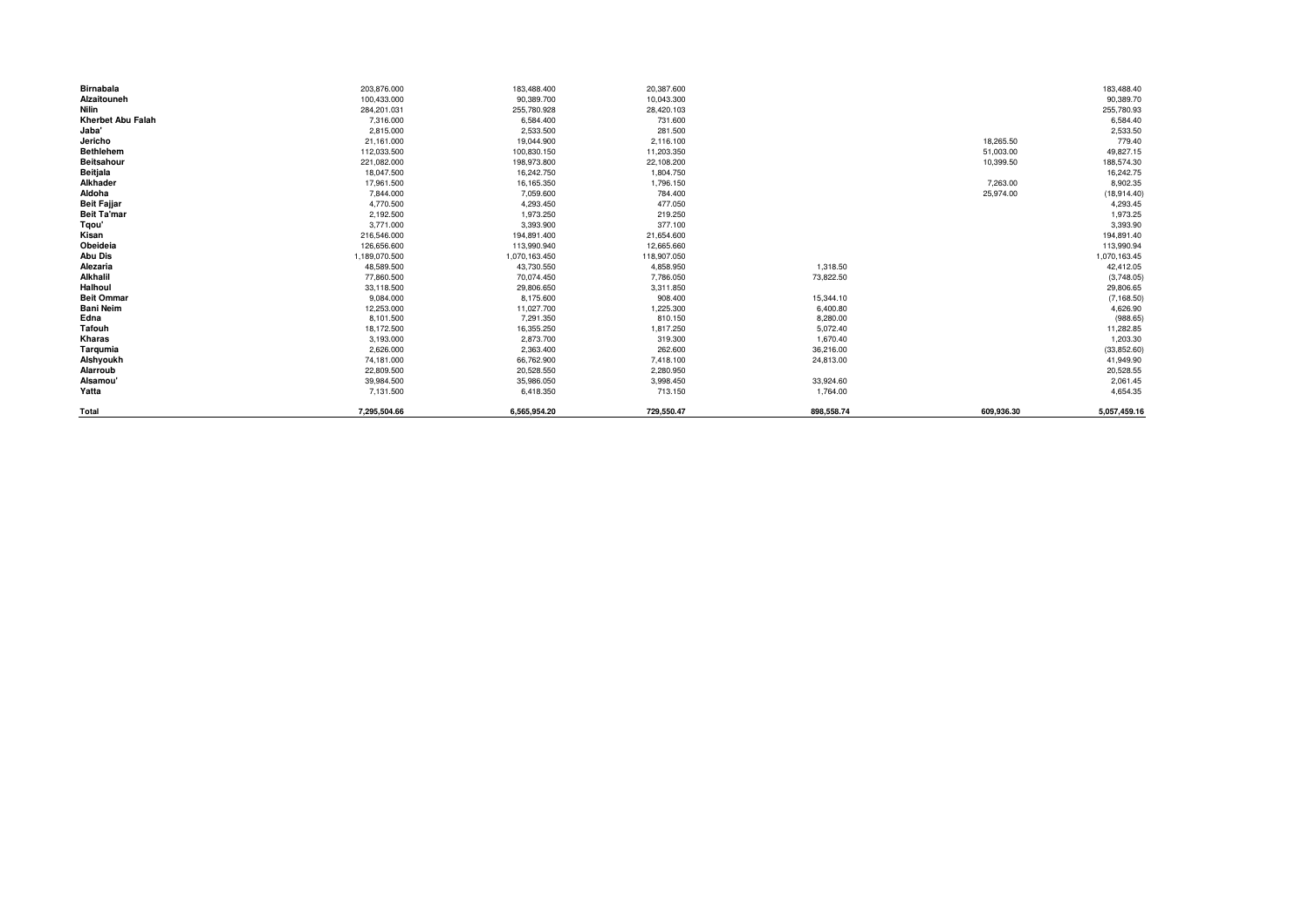| | | | | | | |
|---|---|---|---|---|---|---|
| **Birnabala** | 203,876.000 | 183,488.400 | 20,387.600 | | | 183,488.40 |
| **Alzaitouneh** | 100,433.000 | 90,389.700 | 10,043.300 | | | 90,389.70 |
| **Nilin** | 284,201.031 | 255,780.928 | 28,420.103 | | | 255,780.93 |
| **Kherbet Abu Falah** | 7,316.000 | 6,584.400 | 731.600 | | | 6,584.40 |
| **Jaba'** | 2,815.000 | 2,533.500 | 281.500 | | | 2,533.50 |
| **Jericho** | 21,161.000 | 19,044.900 | 2,116.100 | | 18,265.50 | 779.40 |
| **Bethlehem** | 112,033.500 | 100,830.150 | 11,203.350 | | 51,003.00 | 49,827.15 |
| **Beitsahour** | 221,082.000 | 198,973.800 | 22,108.200 | | 10,399.50 | 188,574.30 |
| **Beitjala** | 18,047.500 | 16,242.750 | 1,804.750 | | | 16,242.75 |
| **Alkhader** | 17,961.500 | 16,165.350 | 1,796.150 | | 7,263.00 | 8,902.35 |
| **Aldoha** | 7,844.000 | 7,059.600 | 784.400 | | 25,974.00 | (18,914.40) |
| **Beit Fajjar** | 4,770.500 | 4,293.450 | 477.050 | | | 4,293.45 |
| **Beit Ta'mar** | 2,192.500 | 1,973.250 | 219.250 | | | 1,973.25 |
| **Tqou'** | 3,771.000 | 3,393.900 | 377.100 | | | 3,393.90 |
| **Kisan** | 216,546.000 | 194,891.400 | 21,654.600 | | | 194,891.40 |
| **Obeideia** | 126,656.600 | 113,990.940 | 12,665.660 | | | 113,990.94 |
| **Abu Dis** | 1,189,070.500 | 1,070,163.450 | 118,907.050 | | | 1,070,163.45 |
| **Alezaria** | 48,589.500 | 43,730.550 | 4,858.950 | 1,318.50 | | 42,412.05 |
| **Alkhalil** | 77,860.500 | 70,074.450 | 7,786.050 | 73,822.50 | | (3,748.05) |
| **Halhoul** | 33,118.500 | 29,806.650 | 3,311.850 | | | 29,806.65 |
| **Beit Ommar** | 9,084.000 | 8,175.600 | 908.400 | 15,344.10 | | (7,168.50) |
| **Bani Neim** | 12,253.000 | 11,027.700 | 1,225.300 | 6,400.80 | | 4,626.90 |
| **Edna** | 8,101.500 | 7,291.350 | 810.150 | 8,280.00 | | (988.65) |
| **Tafouh** | 18,172.500 | 16,355.250 | 1,817.250 | 5,072.40 | | 11,282.85 |
| **Kharas** | 3,193.000 | 2,873.700 | 319.300 | 1,670.40 | | 1,203.30 |
| **Tarqumia** | 2,626.000 | 2,363.400 | 262.600 | 36,216.00 | | (33,852.60) |
| **Alshyoukh** | 74,181.000 | 66,762.900 | 7,418.100 | 24,813.00 | | 41,949.90 |
| **Alarroub** | 22,809.500 | 20,528.550 | 2,280.950 | | | 20,528.55 |
| **Alsamou'** | 39,984.500 | 35,986.050 | 3,998.450 | 33,924.60 | | 2,061.45 |
| **Yatta** | 7,131.500 | 6,418.350 | 713.150 | 1,764.00 | | 4,654.35 |
| **Total** | **7,295,504.66** | **6,565,954.20** | **729,550.47** | **898,558.74** | **609,936.30** | **5,057,459.16** |